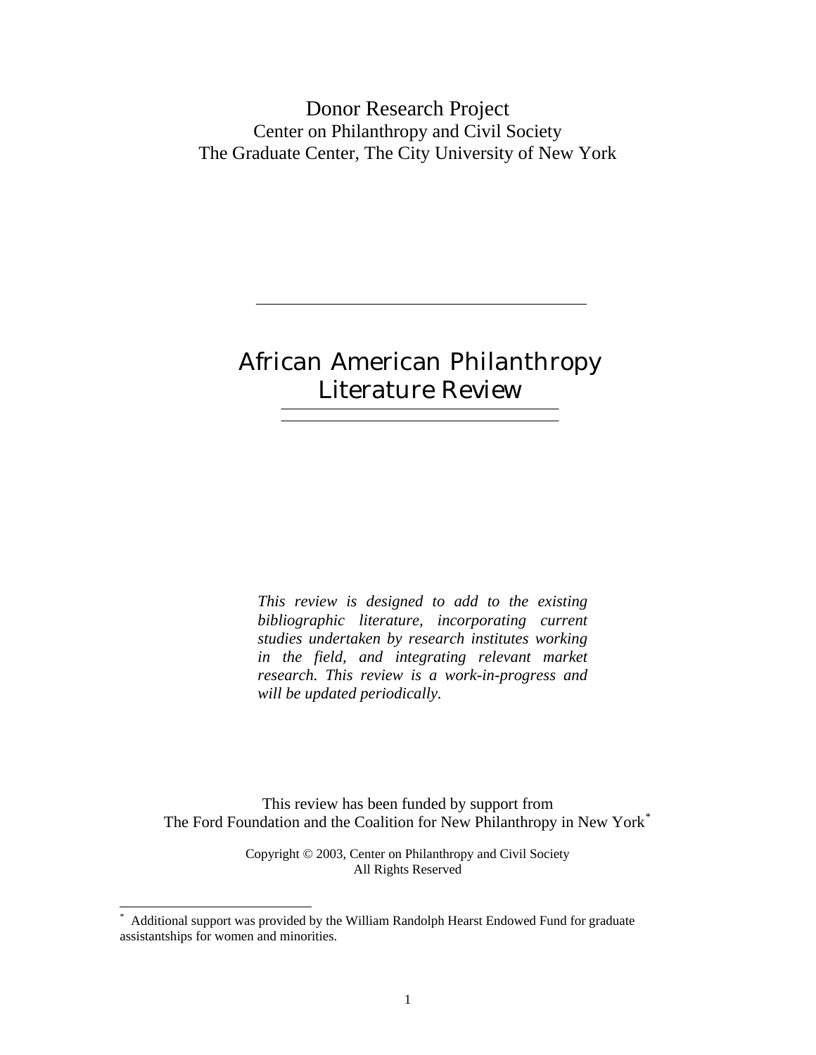Donor Research Project
Center on Philanthropy and Civil Society
The Graduate Center, The City University of New York

---

# African American Philanthropy Literature Review

---

*This review is designed to add to the existing bibliographic literature, incorporating current studies undertaken by research institutes working in the field, and integrating relevant market research. This review is a work-in-progress and will be updated periodically.*

This review has been funded by support from
The Ford Foundation and the Coalition for New Philanthropy in New York[*]

Copyright © 2003, Center on Philanthropy and Civil Society
All Rights Reserved

---

[*] Additional support was provided by the William Randolph Hearst Endowed Fund for graduate assistantships for women and minorities.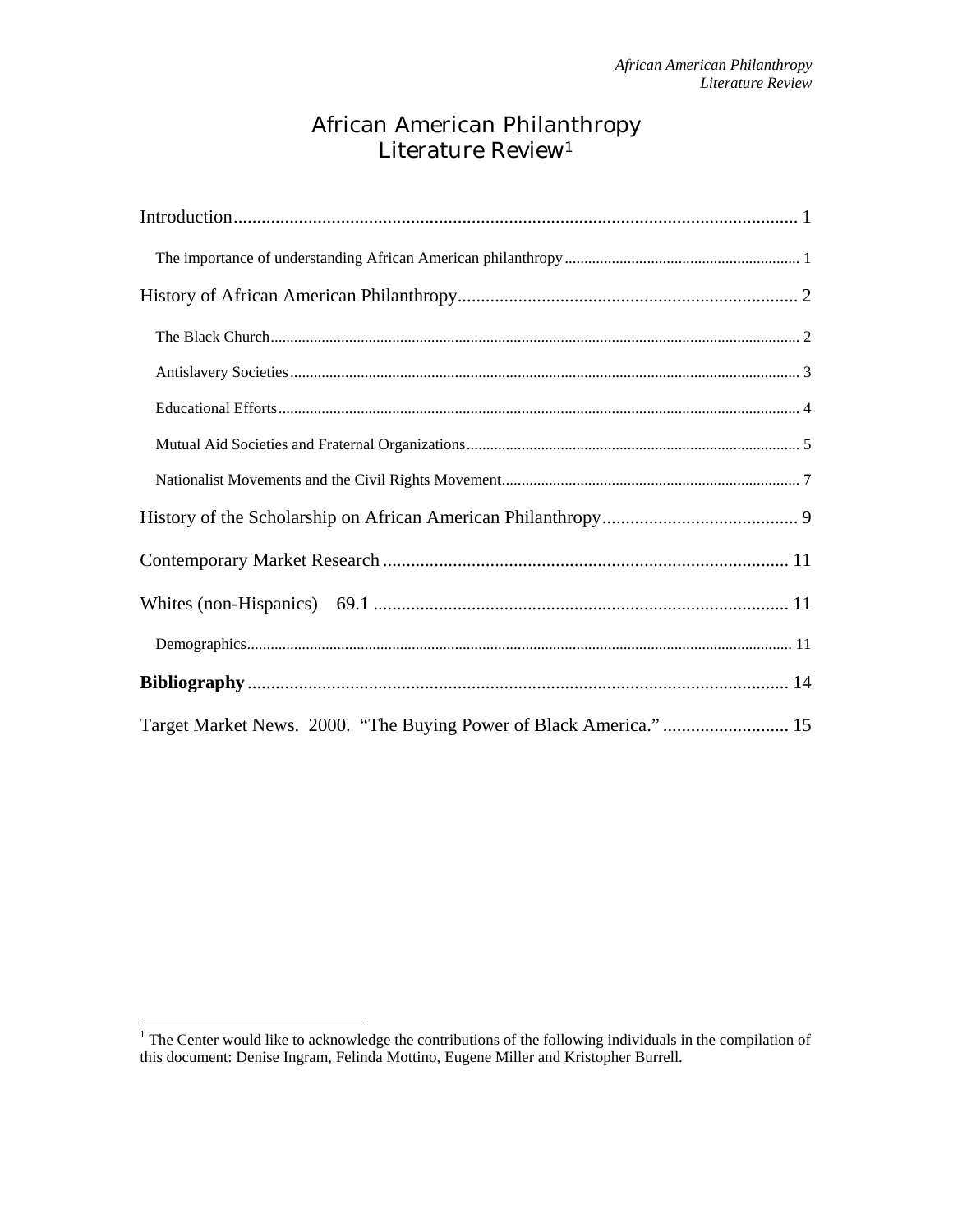# African American Philanthropy
# Literature Review[1]

Introduction.......................................................................................................... 1

The importance of understanding African American philanthropy............................................................ 1

History of African American Philanthropy......................................................................... 2

The Black Church...................................................................................................................................... 2

Antislavery Societies................................................................................................................................. 3

Educational Efforts.................................................................................................................................... 4

Mutual Aid Societies and Fraternal Organizations..................................................................................... 5

Nationalist Movements and the Civil Rights Movement............................................................................ 7

History of the Scholarship on African American Philanthropy.......................................... 9

Contemporary Market Research....................................................................................... 11

Whites (non-Hispanics) 69.1......................................................................................... 11

Demographics........................................................................................................................................... 11

**Bibliography**.................................................................................................................. 14

Target Market News. 2000. "The Buying Power of Black America." ........................... 15

---

[1] The Center would like to acknowledge the contributions of the following individuals in the compilation of this document: Denise Ingram, Felinda Mottino, Eugene Miller and Kristopher Burrell.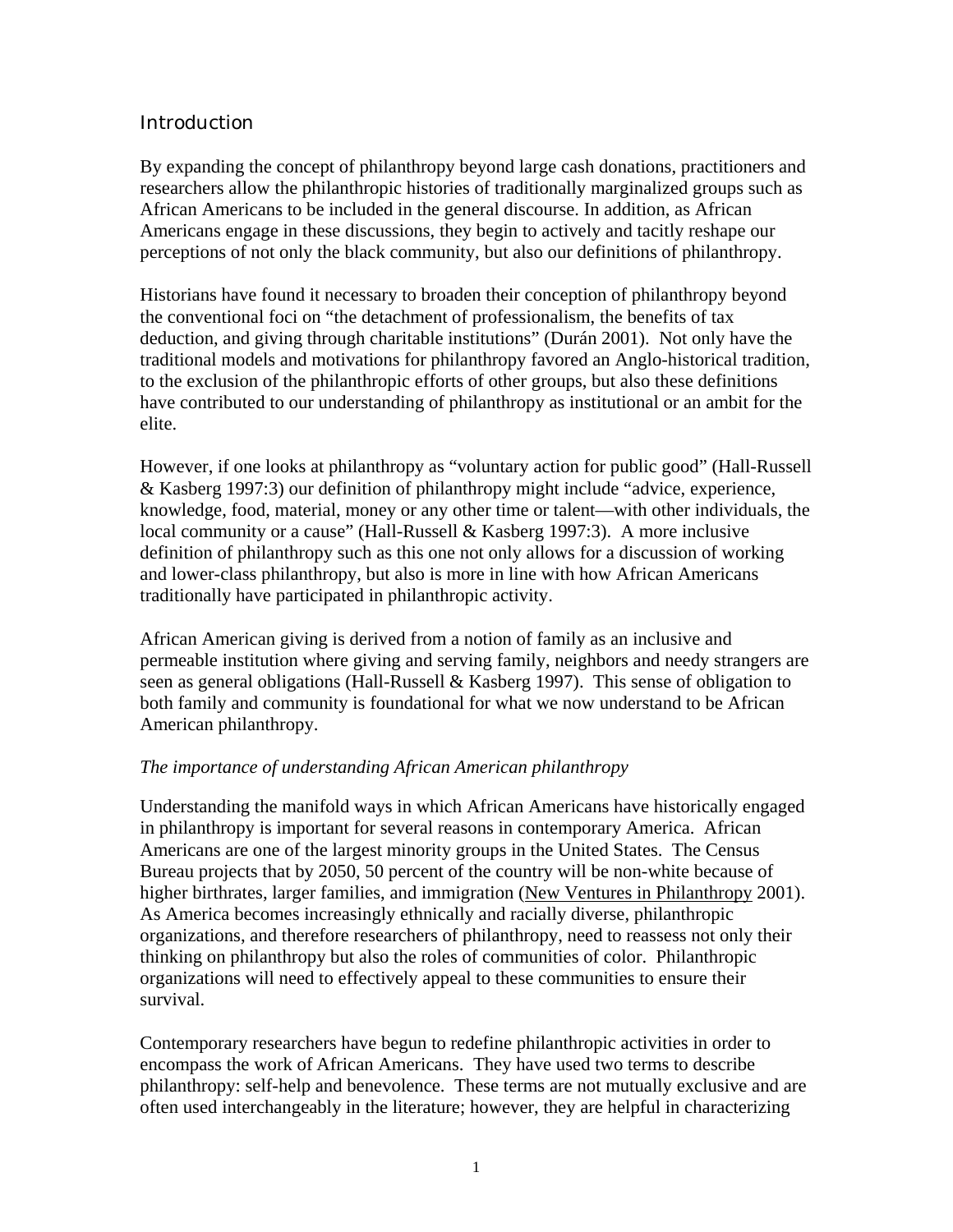## Introduction

By expanding the concept of philanthropy beyond large cash donations, practitioners and researchers allow the philanthropic histories of traditionally marginalized groups such as African Americans to be included in the general discourse. In addition, as African Americans engage in these discussions, they begin to actively and tacitly reshape our perceptions of not only the black community, but also our definitions of philanthropy.

Historians have found it necessary to broaden their conception of philanthropy beyond the conventional foci on "the detachment of professionalism, the benefits of tax deduction, and giving through charitable institutions" (Durán 2001). Not only have the traditional models and motivations for philanthropy favored an Anglo-historical tradition, to the exclusion of the philanthropic efforts of other groups, but also these definitions have contributed to our understanding of philanthropy as institutional or an ambit for the elite.

However, if one looks at philanthropy as "voluntary action for public good" (Hall-Russell & Kasberg 1997:3) our definition of philanthropy might include "advice, experience, knowledge, food, material, money or any other time or talent—with other individuals, the local community or a cause" (Hall-Russell & Kasberg 1997:3). A more inclusive definition of philanthropy such as this one not only allows for a discussion of working and lower-class philanthropy, but also is more in line with how African Americans traditionally have participated in philanthropic activity.

African American giving is derived from a notion of family as an inclusive and permeable institution where giving and serving family, neighbors and needy strangers are seen as general obligations (Hall-Russell & Kasberg 1997). This sense of obligation to both family and community is foundational for what we now understand to be African American philanthropy.

### *The importance of understanding African American philanthropy*

Understanding the manifold ways in which African Americans have historically engaged in philanthropy is important for several reasons in contemporary America. African Americans are one of the largest minority groups in the United States. The Census Bureau projects that by 2050, 50 percent of the country will be non-white because of higher birthrates, larger families, and immigration (New Ventures in Philanthropy 2001). As America becomes increasingly ethnically and racially diverse, philanthropic organizations, and therefore researchers of philanthropy, need to reassess not only their thinking on philanthropy but also the roles of communities of color. Philanthropic organizations will need to effectively appeal to these communities to ensure their survival.

Contemporary researchers have begun to redefine philanthropic activities in order to encompass the work of African Americans. They have used two terms to describe philanthropy: self-help and benevolence. These terms are not mutually exclusive and are often used interchangeably in the literature; however, they are helpful in characterizing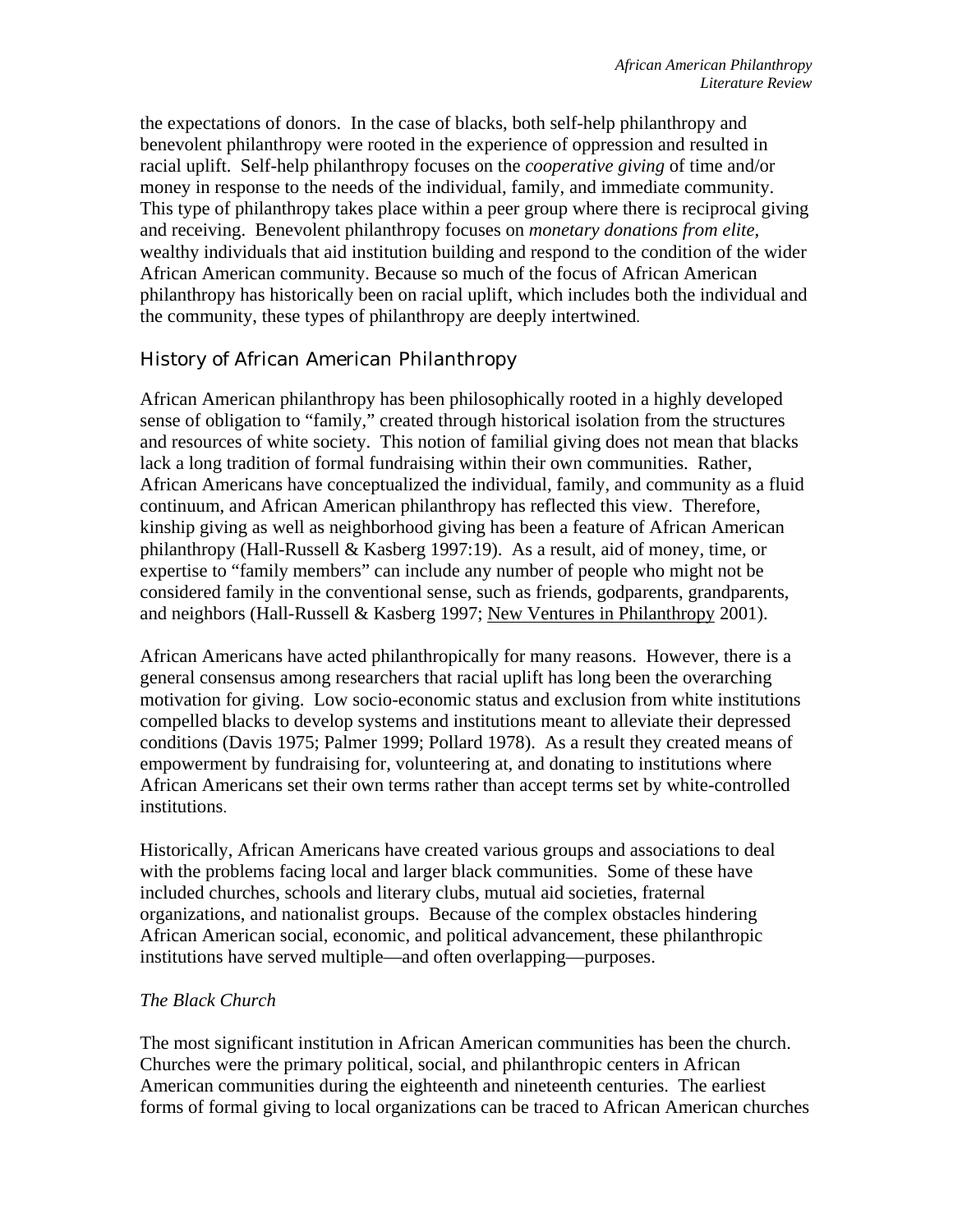the expectations of donors. In the case of blacks, both self-help philanthropy and benevolent philanthropy were rooted in the experience of oppression and resulted in racial uplift. Self-help philanthropy focuses on the *cooperative giving* of time and/or money in response to the needs of the individual, family, and immediate community. This type of philanthropy takes place within a peer group where there is reciprocal giving and receiving. Benevolent philanthropy focuses on *monetary donations from elite*, wealthy individuals that aid institution building and respond to the condition of the wider African American community. Because so much of the focus of African American philanthropy has historically been on racial uplift, which includes both the individual and the community, these types of philanthropy are deeply intertwined.

## History of African American Philanthropy

African American philanthropy has been philosophically rooted in a highly developed sense of obligation to "family," created through historical isolation from the structures and resources of white society. This notion of familial giving does not mean that blacks lack a long tradition of formal fundraising within their own communities. Rather, African Americans have conceptualized the individual, family, and community as a fluid continuum, and African American philanthropy has reflected this view. Therefore, kinship giving as well as neighborhood giving has been a feature of African American philanthropy (Hall-Russell & Kasberg 1997:19). As a result, aid of money, time, or expertise to "family members" can include any number of people who might not be considered family in the conventional sense, such as friends, godparents, grandparents, and neighbors (Hall-Russell & Kasberg 1997; New Ventures in Philanthropy 2001).

African Americans have acted philanthropically for many reasons. However, there is a general consensus among researchers that racial uplift has long been the overarching motivation for giving. Low socio-economic status and exclusion from white institutions compelled blacks to develop systems and institutions meant to alleviate their depressed conditions (Davis 1975; Palmer 1999; Pollard 1978). As a result they created means of empowerment by fundraising for, volunteering at, and donating to institutions where African Americans set their own terms rather than accept terms set by white-controlled institutions.

Historically, African Americans have created various groups and associations to deal with the problems facing local and larger black communities. Some of these have included churches, schools and literary clubs, mutual aid societies, fraternal organizations, and nationalist groups. Because of the complex obstacles hindering African American social, economic, and political advancement, these philanthropic institutions have served multiple—and often overlapping—purposes.

### *The Black Church*

The most significant institution in African American communities has been the church. Churches were the primary political, social, and philanthropic centers in African American communities during the eighteenth and nineteenth centuries. The earliest forms of formal giving to local organizations can be traced to African American churches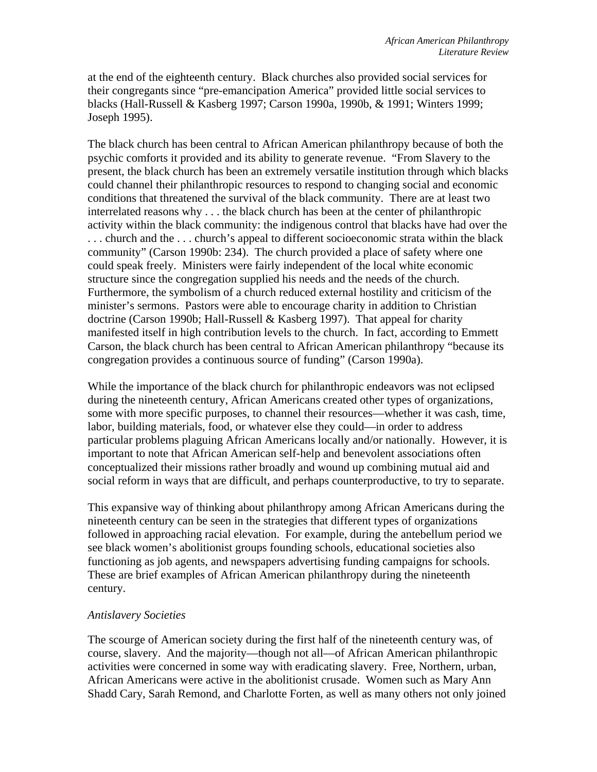at the end of the eighteenth century. Black churches also provided social services for their congregants since "pre-emancipation America" provided little social services to blacks (Hall-Russell & Kasberg 1997; Carson 1990a, 1990b, & 1991; Winters 1999; Joseph 1995).

The black church has been central to African American philanthropy because of both the psychic comforts it provided and its ability to generate revenue. "From Slavery to the present, the black church has been an extremely versatile institution through which blacks could channel their philanthropic resources to respond to changing social and economic conditions that threatened the survival of the black community. There are at least two interrelated reasons why . . . the black church has been at the center of philanthropic activity within the black community: the indigenous control that blacks have had over the . . . church and the . . . church's appeal to different socioeconomic strata within the black community" (Carson 1990b: 234). The church provided a place of safety where one could speak freely. Ministers were fairly independent of the local white economic structure since the congregation supplied his needs and the needs of the church. Furthermore, the symbolism of a church reduced external hostility and criticism of the minister's sermons. Pastors were able to encourage charity in addition to Christian doctrine (Carson 1990b; Hall-Russell & Kasberg 1997). That appeal for charity manifested itself in high contribution levels to the church. In fact, according to Emmett Carson, the black church has been central to African American philanthropy "because its congregation provides a continuous source of funding" (Carson 1990a).

While the importance of the black church for philanthropic endeavors was not eclipsed during the nineteenth century, African Americans created other types of organizations, some with more specific purposes, to channel their resources—whether it was cash, time, labor, building materials, food, or whatever else they could—in order to address particular problems plaguing African Americans locally and/or nationally. However, it is important to note that African American self-help and benevolent associations often conceptualized their missions rather broadly and wound up combining mutual aid and social reform in ways that are difficult, and perhaps counterproductive, to try to separate.

This expansive way of thinking about philanthropy among African Americans during the nineteenth century can be seen in the strategies that different types of organizations followed in approaching racial elevation. For example, during the antebellum period we see black women's abolitionist groups founding schools, educational societies also functioning as job agents, and newspapers advertising funding campaigns for schools. These are brief examples of African American philanthropy during the nineteenth century.

*Antislavery Societies*

The scourge of American society during the first half of the nineteenth century was, of course, slavery. And the majority—though not all—of African American philanthropic activities were concerned in some way with eradicating slavery. Free, Northern, urban, African Americans were active in the abolitionist crusade. Women such as Mary Ann Shadd Cary, Sarah Remond, and Charlotte Forten, as well as many others not only joined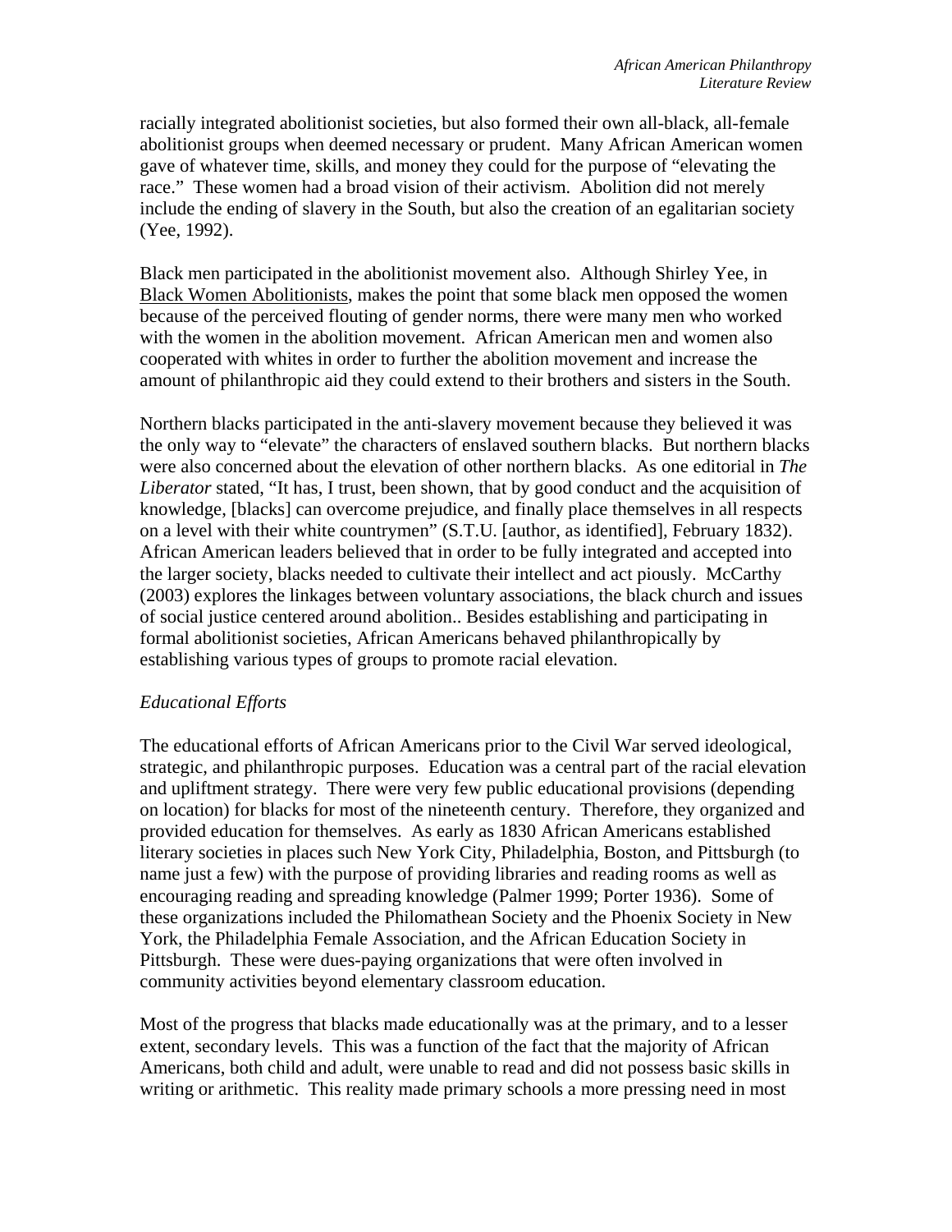racially integrated abolitionist societies, but also formed their own all-black, all-female abolitionist groups when deemed necessary or prudent. Many African American women gave of whatever time, skills, and money they could for the purpose of "elevating the race." These women had a broad vision of their activism. Abolition did not merely include the ending of slavery in the South, but also the creation of an egalitarian society (Yee, 1992).

Black men participated in the abolitionist movement also. Although Shirley Yee, in Black Women Abolitionists, makes the point that some black men opposed the women because of the perceived flouting of gender norms, there were many men who worked with the women in the abolition movement. African American men and women also cooperated with whites in order to further the abolition movement and increase the amount of philanthropic aid they could extend to their brothers and sisters in the South.

Northern blacks participated in the anti-slavery movement because they believed it was the only way to "elevate" the characters of enslaved southern blacks. But northern blacks were also concerned about the elevation of other northern blacks. As one editorial in *The Liberator* stated, "It has, I trust, been shown, that by good conduct and the acquisition of knowledge, [blacks] can overcome prejudice, and finally place themselves in all respects on a level with their white countrymen" (S.T.U. [author, as identified], February 1832). African American leaders believed that in order to be fully integrated and accepted into the larger society, blacks needed to cultivate their intellect and act piously. McCarthy (2003) explores the linkages between voluntary associations, the black church and issues of social justice centered around abolition.. Besides establishing and participating in formal abolitionist societies, African Americans behaved philanthropically by establishing various types of groups to promote racial elevation.

*Educational Efforts*

The educational efforts of African Americans prior to the Civil War served ideological, strategic, and philanthropic purposes. Education was a central part of the racial elevation and upliftment strategy. There were very few public educational provisions (depending on location) for blacks for most of the nineteenth century. Therefore, they organized and provided education for themselves. As early as 1830 African Americans established literary societies in places such New York City, Philadelphia, Boston, and Pittsburgh (to name just a few) with the purpose of providing libraries and reading rooms as well as encouraging reading and spreading knowledge (Palmer 1999; Porter 1936). Some of these organizations included the Philomathean Society and the Phoenix Society in New York, the Philadelphia Female Association, and the African Education Society in Pittsburgh. These were dues-paying organizations that were often involved in community activities beyond elementary classroom education.

Most of the progress that blacks made educationally was at the primary, and to a lesser extent, secondary levels. This was a function of the fact that the majority of African Americans, both child and adult, were unable to read and did not possess basic skills in writing or arithmetic. This reality made primary schools a more pressing need in most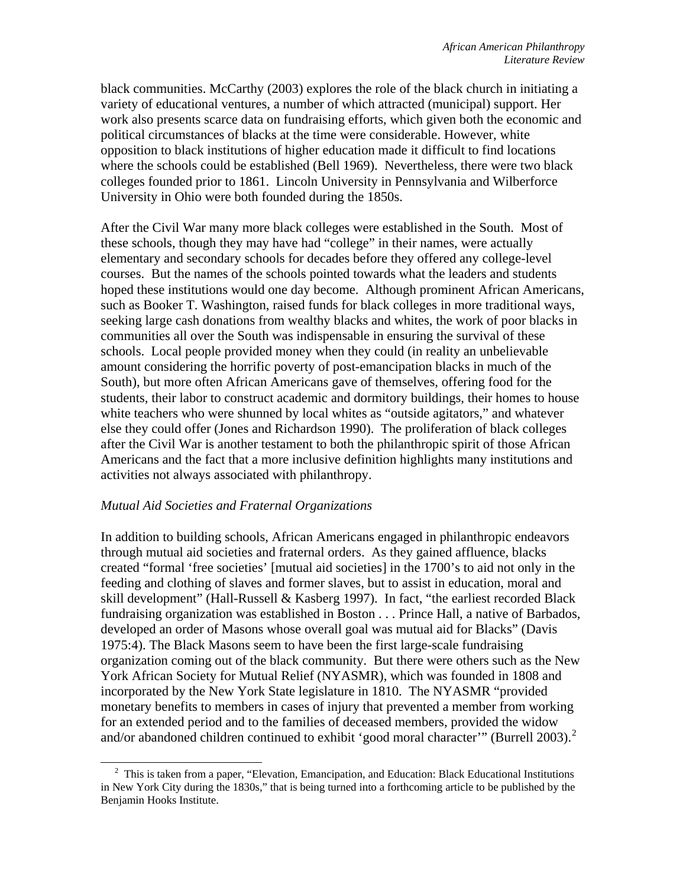black communities. McCarthy (2003) explores the role of the black church in initiating a variety of educational ventures, a number of which attracted (municipal) support. Her work also presents scarce data on fundraising efforts, which given both the economic and political circumstances of blacks at the time were considerable. However, white opposition to black institutions of higher education made it difficult to find locations where the schools could be established (Bell 1969). Nevertheless, there were two black colleges founded prior to 1861. Lincoln University in Pennsylvania and Wilberforce University in Ohio were both founded during the 1850s.

After the Civil War many more black colleges were established in the South. Most of these schools, though they may have had "college" in their names, were actually elementary and secondary schools for decades before they offered any college-level courses. But the names of the schools pointed towards what the leaders and students hoped these institutions would one day become. Although prominent African Americans, such as Booker T. Washington, raised funds for black colleges in more traditional ways, seeking large cash donations from wealthy blacks and whites, the work of poor blacks in communities all over the South was indispensable in ensuring the survival of these schools. Local people provided money when they could (in reality an unbelievable amount considering the horrific poverty of post-emancipation blacks in much of the South), but more often African Americans gave of themselves, offering food for the students, their labor to construct academic and dormitory buildings, their homes to house white teachers who were shunned by local whites as "outside agitators," and whatever else they could offer (Jones and Richardson 1990). The proliferation of black colleges after the Civil War is another testament to both the philanthropic spirit of those African Americans and the fact that a more inclusive definition highlights many institutions and activities not always associated with philanthropy.

*Mutual Aid Societies and Fraternal Organizations*

In addition to building schools, African Americans engaged in philanthropic endeavors through mutual aid societies and fraternal orders. As they gained affluence, blacks created "formal 'free societies' [mutual aid societies] in the 1700's to aid not only in the feeding and clothing of slaves and former slaves, but to assist in education, moral and skill development" (Hall-Russell & Kasberg 1997). In fact, "the earliest recorded Black fundraising organization was established in Boston . . . Prince Hall, a native of Barbados, developed an order of Masons whose overall goal was mutual aid for Blacks" (Davis 1975:4). The Black Masons seem to have been the first large-scale fundraising organization coming out of the black community. But there were others such as the New York African Society for Mutual Relief (NYASMR), which was founded in 1808 and incorporated by the New York State legislature in 1810. The NYASMR "provided monetary benefits to members in cases of injury that prevented a member from working for an extended period and to the families of deceased members, provided the widow and/or abandoned children continued to exhibit 'good moral character'" (Burrell 2003).[2]

[2] This is taken from a paper, "Elevation, Emancipation, and Education: Black Educational Institutions in New York City during the 1830s," that is being turned into a forthcoming article to be published by the Benjamin Hooks Institute.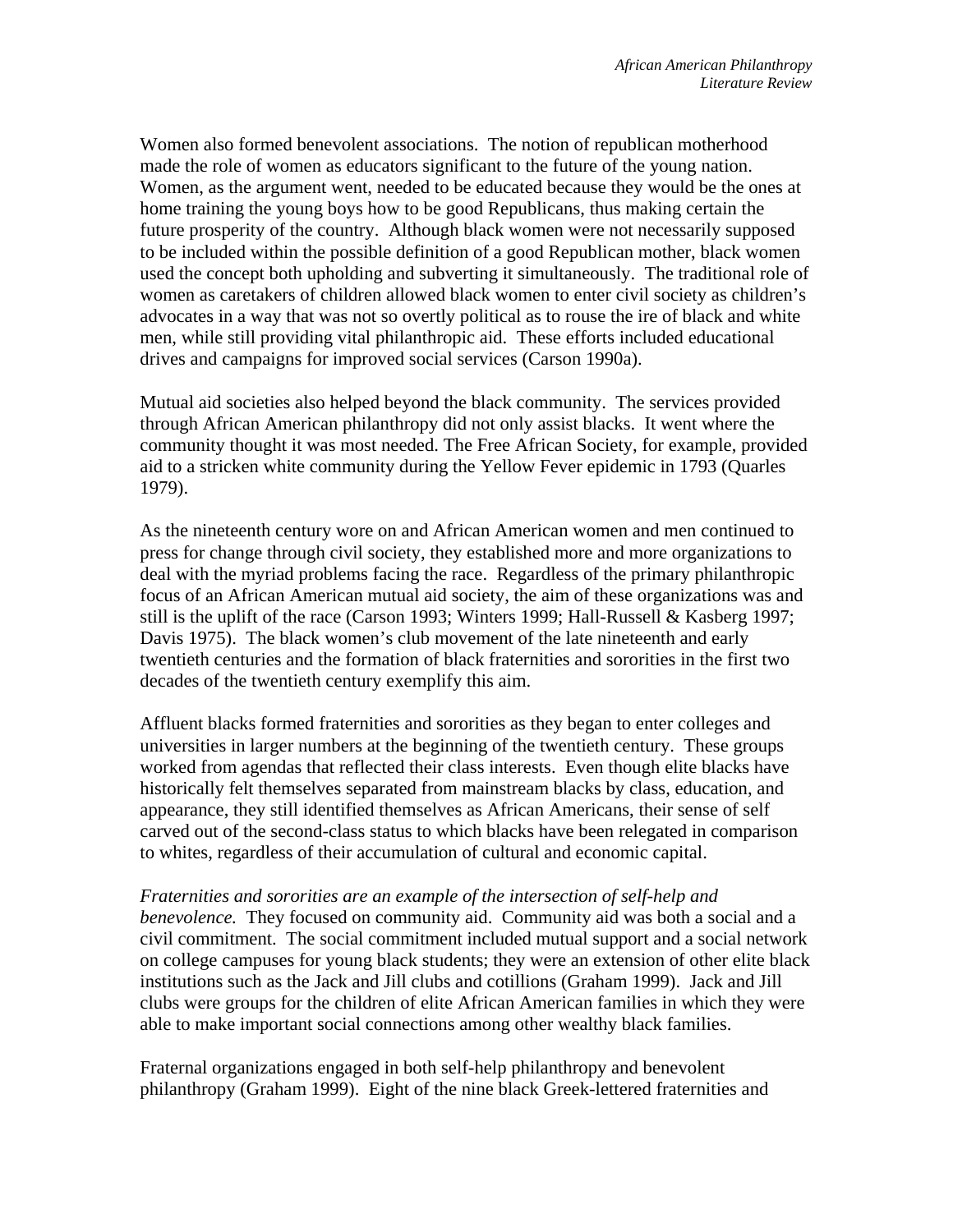Women also formed benevolent associations. The notion of republican motherhood made the role of women as educators significant to the future of the young nation. Women, as the argument went, needed to be educated because they would be the ones at home training the young boys how to be good Republicans, thus making certain the future prosperity of the country. Although black women were not necessarily supposed to be included within the possible definition of a good Republican mother, black women used the concept both upholding and subverting it simultaneously. The traditional role of women as caretakers of children allowed black women to enter civil society as children's advocates in a way that was not so overtly political as to rouse the ire of black and white men, while still providing vital philanthropic aid. These efforts included educational drives and campaigns for improved social services (Carson 1990a).

Mutual aid societies also helped beyond the black community. The services provided through African American philanthropy did not only assist blacks. It went where the community thought it was most needed. The Free African Society, for example, provided aid to a stricken white community during the Yellow Fever epidemic in 1793 (Quarles 1979).

As the nineteenth century wore on and African American women and men continued to press for change through civil society, they established more and more organizations to deal with the myriad problems facing the race. Regardless of the primary philanthropic focus of an African American mutual aid society, the aim of these organizations was and still is the uplift of the race (Carson 1993; Winters 1999; Hall-Russell & Kasberg 1997; Davis 1975). The black women's club movement of the late nineteenth and early twentieth centuries and the formation of black fraternities and sororities in the first two decades of the twentieth century exemplify this aim.

Affluent blacks formed fraternities and sororities as they began to enter colleges and universities in larger numbers at the beginning of the twentieth century. These groups worked from agendas that reflected their class interests. Even though elite blacks have historically felt themselves separated from mainstream blacks by class, education, and appearance, they still identified themselves as African Americans, their sense of self carved out of the second-class status to which blacks have been relegated in comparison to whites, regardless of their accumulation of cultural and economic capital.

*Fraternities and sororities are an example of the intersection of self-help and benevolence.* They focused on community aid. Community aid was both a social and a civil commitment. The social commitment included mutual support and a social network on college campuses for young black students; they were an extension of other elite black institutions such as the Jack and Jill clubs and cotillions (Graham 1999). Jack and Jill clubs were groups for the children of elite African American families in which they were able to make important social connections among other wealthy black families.

Fraternal organizations engaged in both self-help philanthropy and benevolent philanthropy (Graham 1999). Eight of the nine black Greek-lettered fraternities and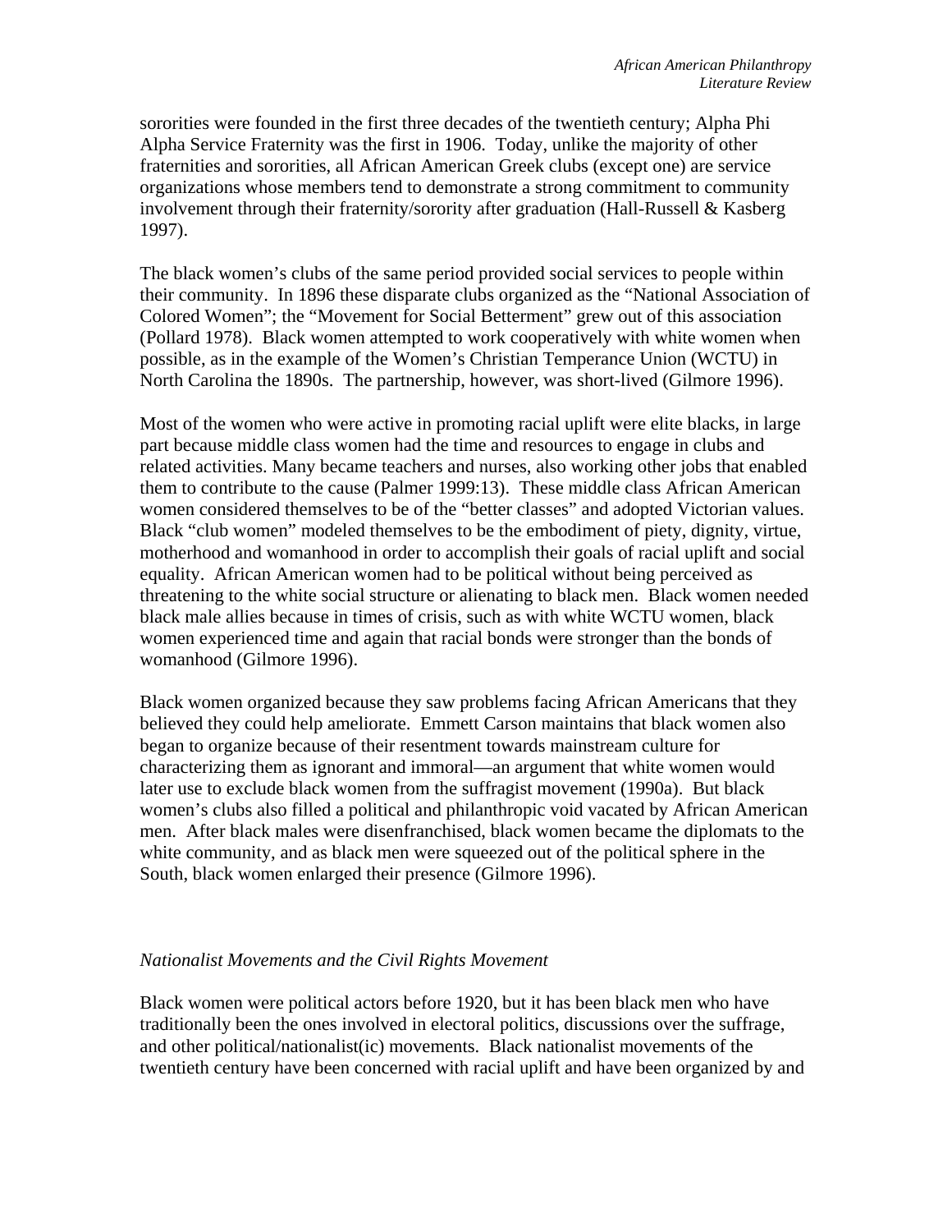sororities were founded in the first three decades of the twentieth century; Alpha Phi Alpha Service Fraternity was the first in 1906. Today, unlike the majority of other fraternities and sororities, all African American Greek clubs (except one) are service organizations whose members tend to demonstrate a strong commitment to community involvement through their fraternity/sorority after graduation (Hall-Russell & Kasberg 1997).

The black women's clubs of the same period provided social services to people within their community. In 1896 these disparate clubs organized as the "National Association of Colored Women"; the "Movement for Social Betterment" grew out of this association (Pollard 1978). Black women attempted to work cooperatively with white women when possible, as in the example of the Women's Christian Temperance Union (WCTU) in North Carolina the 1890s. The partnership, however, was short-lived (Gilmore 1996).

Most of the women who were active in promoting racial uplift were elite blacks, in large part because middle class women had the time and resources to engage in clubs and related activities. Many became teachers and nurses, also working other jobs that enabled them to contribute to the cause (Palmer 1999:13). These middle class African American women considered themselves to be of the "better classes" and adopted Victorian values. Black "club women" modeled themselves to be the embodiment of piety, dignity, virtue, motherhood and womanhood in order to accomplish their goals of racial uplift and social equality. African American women had to be political without being perceived as threatening to the white social structure or alienating to black men. Black women needed black male allies because in times of crisis, such as with white WCTU women, black women experienced time and again that racial bonds were stronger than the bonds of womanhood (Gilmore 1996).

Black women organized because they saw problems facing African Americans that they believed they could help ameliorate. Emmett Carson maintains that black women also began to organize because of their resentment towards mainstream culture for characterizing them as ignorant and immoral—an argument that white women would later use to exclude black women from the suffragist movement (1990a). But black women's clubs also filled a political and philanthropic void vacated by African American men. After black males were disenfranchised, black women became the diplomats to the white community, and as black men were squeezed out of the political sphere in the South, black women enlarged their presence (Gilmore 1996).

### *Nationalist Movements and the Civil Rights Movement*

Black women were political actors before 1920, but it has been black men who have traditionally been the ones involved in electoral politics, discussions over the suffrage, and other political/nationalist(ic) movements. Black nationalist movements of the twentieth century have been concerned with racial uplift and have been organized by and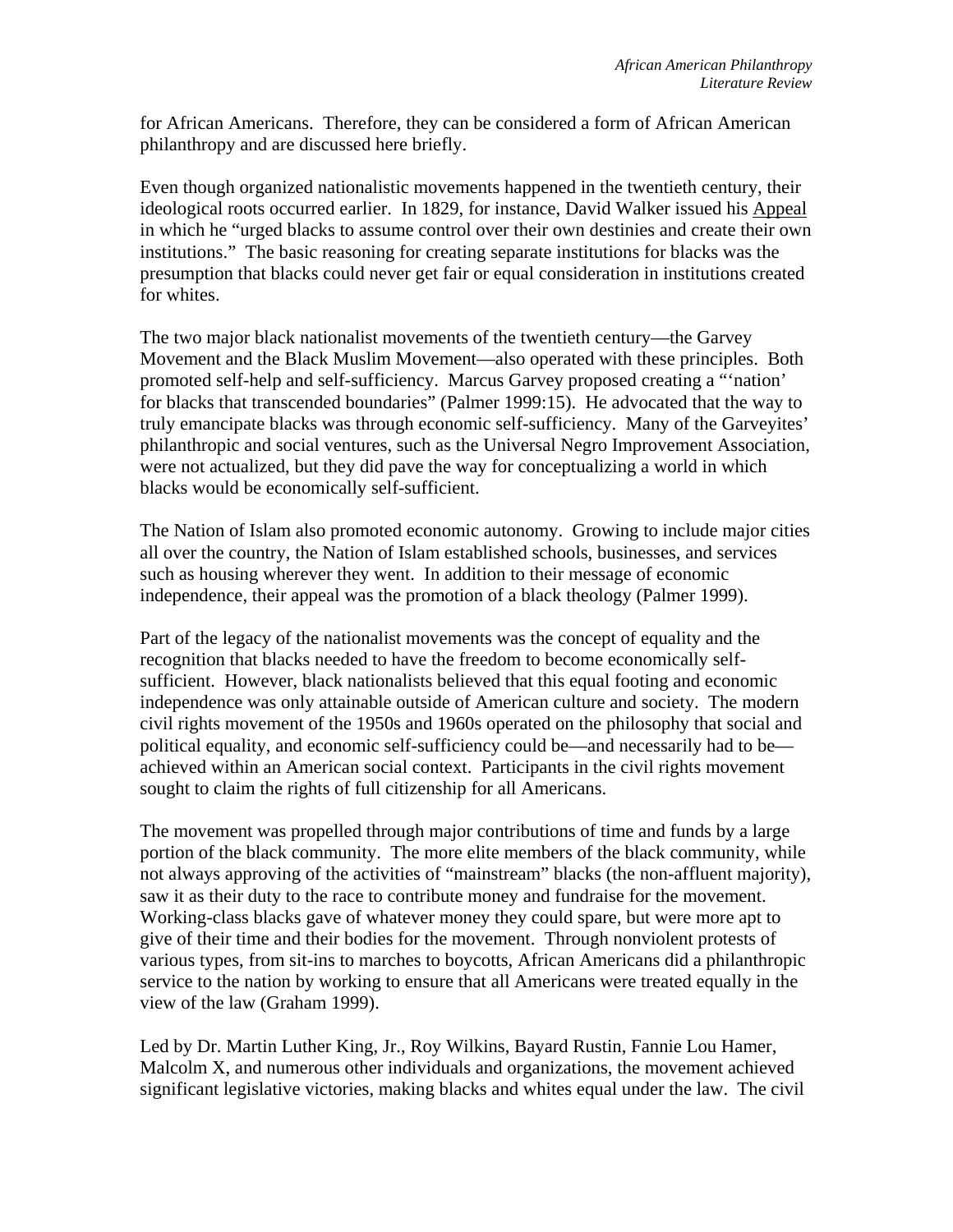for African Americans. Therefore, they can be considered a form of African American philanthropy and are discussed here briefly.

Even though organized nationalistic movements happened in the twentieth century, their ideological roots occurred earlier. In 1829, for instance, David Walker issued his <u>Appeal</u> in which he "urged blacks to assume control over their own destinies and create their own institutions." The basic reasoning for creating separate institutions for blacks was the presumption that blacks could never get fair or equal consideration in institutions created for whites.

The two major black nationalist movements of the twentieth century—the Garvey Movement and the Black Muslim Movement—also operated with these principles. Both promoted self-help and self-sufficiency. Marcus Garvey proposed creating a "'nation' for blacks that transcended boundaries" (Palmer 1999:15). He advocated that the way to truly emancipate blacks was through economic self-sufficiency. Many of the Garveyites' philanthropic and social ventures, such as the Universal Negro Improvement Association, were not actualized, but they did pave the way for conceptualizing a world in which blacks would be economically self-sufficient.

The Nation of Islam also promoted economic autonomy. Growing to include major cities all over the country, the Nation of Islam established schools, businesses, and services such as housing wherever they went. In addition to their message of economic independence, their appeal was the promotion of a black theology (Palmer 1999).

Part of the legacy of the nationalist movements was the concept of equality and the recognition that blacks needed to have the freedom to become economically self-sufficient. However, black nationalists believed that this equal footing and economic independence was only attainable outside of American culture and society. The modern civil rights movement of the 1950s and 1960s operated on the philosophy that social and political equality, and economic self-sufficiency could be—and necessarily had to be—achieved within an American social context. Participants in the civil rights movement sought to claim the rights of full citizenship for all Americans.

The movement was propelled through major contributions of time and funds by a large portion of the black community. The more elite members of the black community, while not always approving of the activities of "mainstream" blacks (the non-affluent majority), saw it as their duty to the race to contribute money and fundraise for the movement. Working-class blacks gave of whatever money they could spare, but were more apt to give of their time and their bodies for the movement. Through nonviolent protests of various types, from sit-ins to marches to boycotts, African Americans did a philanthropic service to the nation by working to ensure that all Americans were treated equally in the view of the law (Graham 1999).

Led by Dr. Martin Luther King, Jr., Roy Wilkins, Bayard Rustin, Fannie Lou Hamer, Malcolm X, and numerous other individuals and organizations, the movement achieved significant legislative victories, making blacks and whites equal under the law. The civil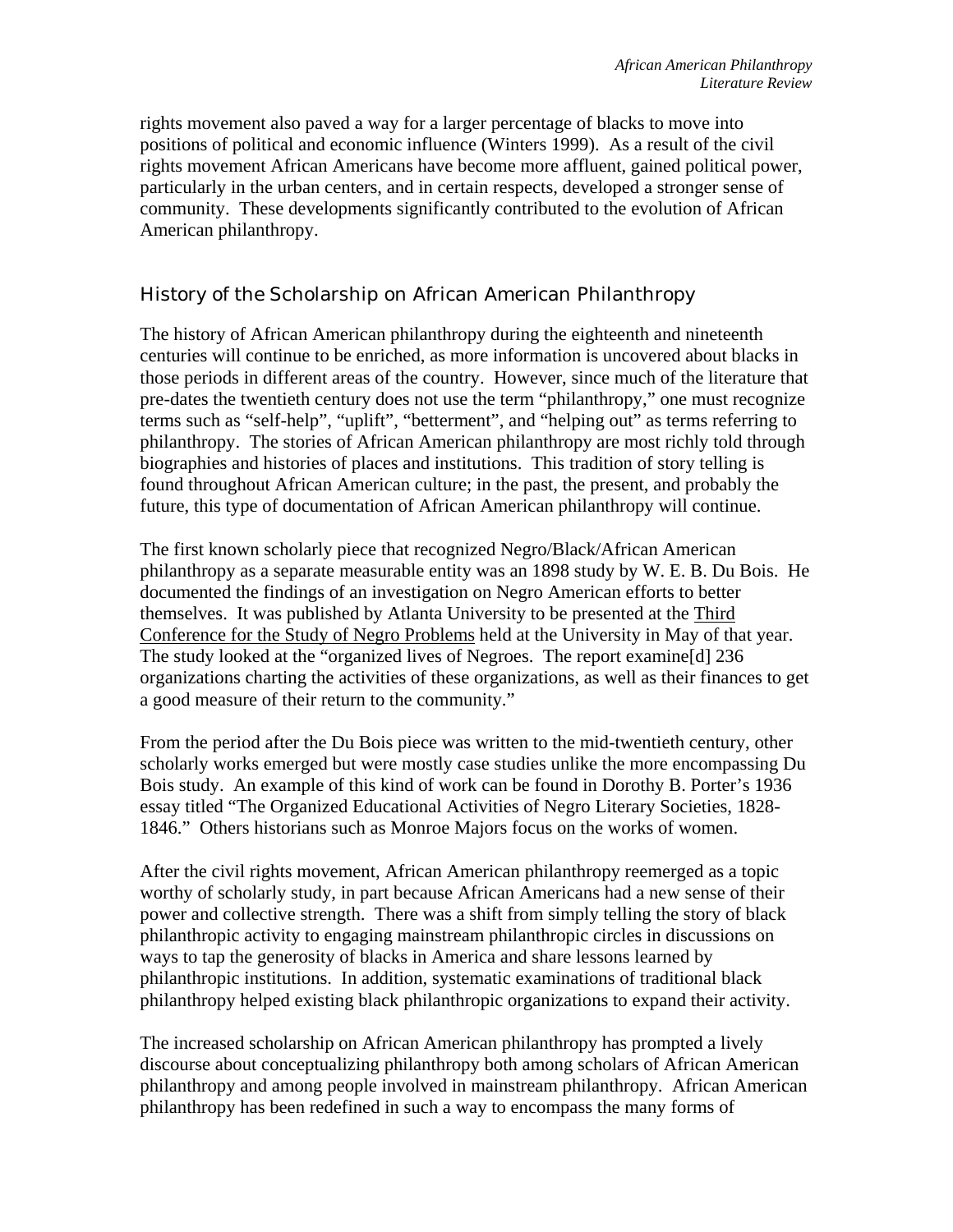rights movement also paved a way for a larger percentage of blacks to move into positions of political and economic influence (Winters 1999). As a result of the civil rights movement African Americans have become more affluent, gained political power, particularly in the urban centers, and in certain respects, developed a stronger sense of community. These developments significantly contributed to the evolution of African American philanthropy.

## History of the Scholarship on African American Philanthropy

The history of African American philanthropy during the eighteenth and nineteenth centuries will continue to be enriched, as more information is uncovered about blacks in those periods in different areas of the country. However, since much of the literature that pre-dates the twentieth century does not use the term "philanthropy," one must recognize terms such as "self-help", "uplift", "betterment", and "helping out" as terms referring to philanthropy. The stories of African American philanthropy are most richly told through biographies and histories of places and institutions. This tradition of story telling is found throughout African American culture; in the past, the present, and probably the future, this type of documentation of African American philanthropy will continue.

The first known scholarly piece that recognized Negro/Black/African American philanthropy as a separate measurable entity was an 1898 study by W. E. B. Du Bois. He documented the findings of an investigation on Negro American efforts to better themselves. It was published by Atlanta University to be presented at the Third Conference for the Study of Negro Problems held at the University in May of that year. The study looked at the "organized lives of Negroes. The report examine[d] 236 organizations charting the activities of these organizations, as well as their finances to get a good measure of their return to the community."

From the period after the Du Bois piece was written to the mid-twentieth century, other scholarly works emerged but were mostly case studies unlike the more encompassing Du Bois study. An example of this kind of work can be found in Dorothy B. Porter's 1936 essay titled "The Organized Educational Activities of Negro Literary Societies, 1828-1846." Others historians such as Monroe Majors focus on the works of women.

After the civil rights movement, African American philanthropy reemerged as a topic worthy of scholarly study, in part because African Americans had a new sense of their power and collective strength. There was a shift from simply telling the story of black philanthropic activity to engaging mainstream philanthropic circles in discussions on ways to tap the generosity of blacks in America and share lessons learned by philanthropic institutions. In addition, systematic examinations of traditional black philanthropy helped existing black philanthropic organizations to expand their activity.

The increased scholarship on African American philanthropy has prompted a lively discourse about conceptualizing philanthropy both among scholars of African American philanthropy and among people involved in mainstream philanthropy. African American philanthropy has been redefined in such a way to encompass the many forms of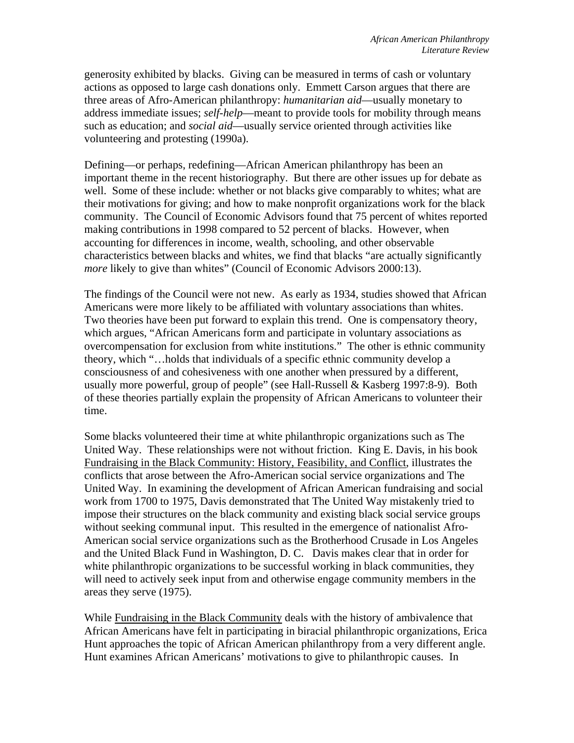generosity exhibited by blacks. Giving can be measured in terms of cash or voluntary actions as opposed to large cash donations only. Emmett Carson argues that there are three areas of Afro-American philanthropy: *humanitarian aid*—usually monetary to address immediate issues; *self-help*—meant to provide tools for mobility through means such as education; and *social aid*—usually service oriented through activities like volunteering and protesting (1990a).

Defining—or perhaps, redefining—African American philanthropy has been an important theme in the recent historiography. But there are other issues up for debate as well. Some of these include: whether or not blacks give comparably to whites; what are their motivations for giving; and how to make nonprofit organizations work for the black community. The Council of Economic Advisors found that 75 percent of whites reported making contributions in 1998 compared to 52 percent of blacks. However, when accounting for differences in income, wealth, schooling, and other observable characteristics between blacks and whites, we find that blacks "are actually significantly *more* likely to give than whites" (Council of Economic Advisors 2000:13).

The findings of the Council were not new. As early as 1934, studies showed that African Americans were more likely to be affiliated with voluntary associations than whites. Two theories have been put forward to explain this trend. One is compensatory theory, which argues, "African Americans form and participate in voluntary associations as overcompensation for exclusion from white institutions." The other is ethnic community theory, which "…holds that individuals of a specific ethnic community develop a consciousness of and cohesiveness with one another when pressured by a different, usually more powerful, group of people" (see Hall-Russell & Kasberg 1997:8-9). Both of these theories partially explain the propensity of African Americans to volunteer their time.

Some blacks volunteered their time at white philanthropic organizations such as The United Way. These relationships were not without friction. King E. Davis, in his book Fundraising in the Black Community: History, Feasibility, and Conflict, illustrates the conflicts that arose between the Afro-American social service organizations and The United Way. In examining the development of African American fundraising and social work from 1700 to 1975, Davis demonstrated that The United Way mistakenly tried to impose their structures on the black community and existing black social service groups without seeking communal input. This resulted in the emergence of nationalist Afro-American social service organizations such as the Brotherhood Crusade in Los Angeles and the United Black Fund in Washington, D. C. Davis makes clear that in order for white philanthropic organizations to be successful working in black communities, they will need to actively seek input from and otherwise engage community members in the areas they serve (1975).

While Fundraising in the Black Community deals with the history of ambivalence that African Americans have felt in participating in biracial philanthropic organizations, Erica Hunt approaches the topic of African American philanthropy from a very different angle. Hunt examines African Americans' motivations to give to philanthropic causes. In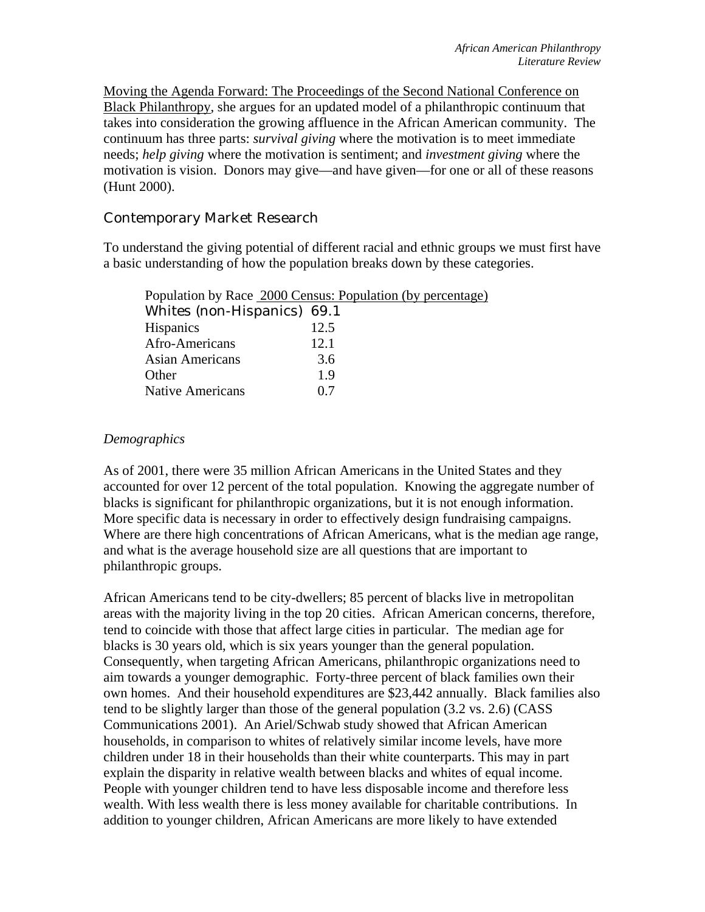Moving the Agenda Forward: The Proceedings of the Second National Conference on Black Philanthropy, she argues for an updated model of a philanthropic continuum that takes into consideration the growing affluence in the African American community. The continuum has three parts: *survival giving* where the motivation is to meet immediate needs; *help giving* where the motivation is sentiment; and *investment giving* where the motivation is vision. Donors may give—and have given—for one or all of these reasons (Hunt 2000).

## Contemporary Market Research

To understand the giving potential of different racial and ethnic groups we must first have a basic understanding of how the population breaks down by these categories.

| Population by Race | 2000 Census: Population (by percentage) |
|---|---|
| Whites (non-Hispanics) | 69.1 |
| Hispanics | 12.5 |
| Afro-Americans | 12.1 |
| Asian Americans | 3.6 |
| Other | 1.9 |
| Native Americans | 0.7 |

### *Demographics*

As of 2001, there were 35 million African Americans in the United States and they accounted for over 12 percent of the total population. Knowing the aggregate number of blacks is significant for philanthropic organizations, but it is not enough information. More specific data is necessary in order to effectively design fundraising campaigns. Where are there high concentrations of African Americans, what is the median age range, and what is the average household size are all questions that are important to philanthropic groups.

African Americans tend to be city-dwellers; 85 percent of blacks live in metropolitan areas with the majority living in the top 20 cities. African American concerns, therefore, tend to coincide with those that affect large cities in particular. The median age for blacks is 30 years old, which is six years younger than the general population. Consequently, when targeting African Americans, philanthropic organizations need to aim towards a younger demographic. Forty-three percent of black families own their own homes. And their household expenditures are $23,442 annually. Black families also tend to be slightly larger than those of the general population (3.2 vs. 2.6) (CASS Communications 2001). An Ariel/Schwab study showed that African American households, in comparison to whites of relatively similar income levels, have more children under 18 in their households than their white counterparts. This may in part explain the disparity in relative wealth between blacks and whites of equal income. People with younger children tend to have less disposable income and therefore less wealth. With less wealth there is less money available for charitable contributions. In addition to younger children, African Americans are more likely to have extended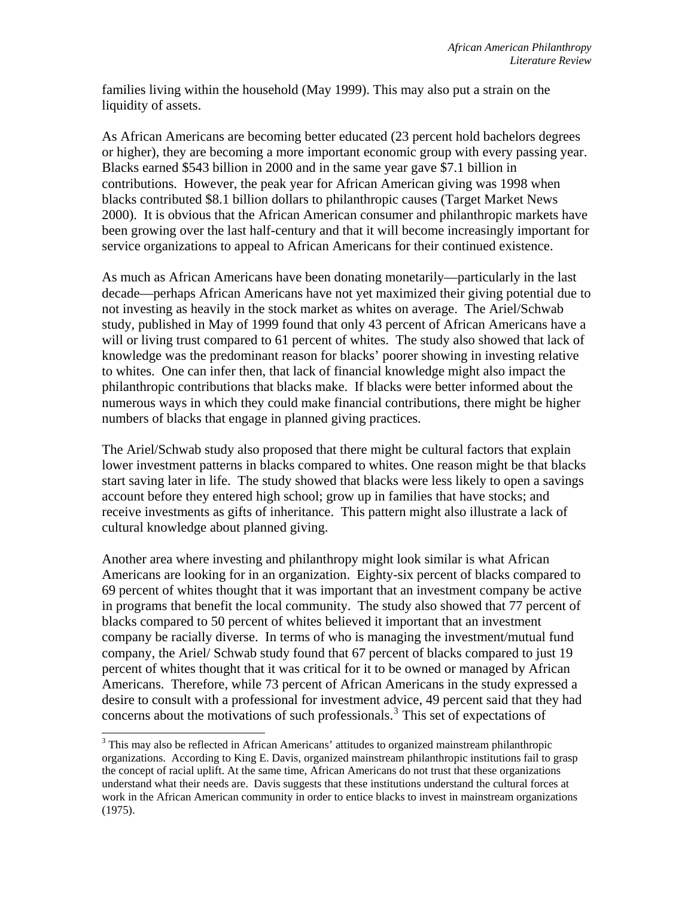families living within the household (May 1999). This may also put a strain on the liquidity of assets.

As African Americans are becoming better educated (23 percent hold bachelors degrees or higher), they are becoming a more important economic group with every passing year. Blacks earned $543 billion in 2000 and in the same year gave $7.1 billion in contributions. However, the peak year for African American giving was 1998 when blacks contributed $8.1 billion dollars to philanthropic causes (Target Market News 2000). It is obvious that the African American consumer and philanthropic markets have been growing over the last half-century and that it will become increasingly important for service organizations to appeal to African Americans for their continued existence.

As much as African Americans have been donating monetarily—particularly in the last decade—perhaps African Americans have not yet maximized their giving potential due to not investing as heavily in the stock market as whites on average. The Ariel/Schwab study, published in May of 1999 found that only 43 percent of African Americans have a will or living trust compared to 61 percent of whites. The study also showed that lack of knowledge was the predominant reason for blacks' poorer showing in investing relative to whites. One can infer then, that lack of financial knowledge might also impact the philanthropic contributions that blacks make. If blacks were better informed about the numerous ways in which they could make financial contributions, there might be higher numbers of blacks that engage in planned giving practices.

The Ariel/Schwab study also proposed that there might be cultural factors that explain lower investment patterns in blacks compared to whites. One reason might be that blacks start saving later in life. The study showed that blacks were less likely to open a savings account before they entered high school; grow up in families that have stocks; and receive investments as gifts of inheritance. This pattern might also illustrate a lack of cultural knowledge about planned giving.

Another area where investing and philanthropy might look similar is what African Americans are looking for in an organization. Eighty-six percent of blacks compared to 69 percent of whites thought that it was important that an investment company be active in programs that benefit the local community. The study also showed that 77 percent of blacks compared to 50 percent of whites believed it important that an investment company be racially diverse. In terms of who is managing the investment/mutual fund company, the Ariel/ Schwab study found that 67 percent of blacks compared to just 19 percent of whites thought that it was critical for it to be owned or managed by African Americans. Therefore, while 73 percent of African Americans in the study expressed a desire to consult with a professional for investment advice, 49 percent said that they had concerns about the motivations of such professionals.[3] This set of expectations of

[3] This may also be reflected in African Americans' attitudes to organized mainstream philanthropic organizations. According to King E. Davis, organized mainstream philanthropic institutions fail to grasp the concept of racial uplift. At the same time, African Americans do not trust that these organizations understand what their needs are. Davis suggests that these institutions understand the cultural forces at work in the African American community in order to entice blacks to invest in mainstream organizations (1975).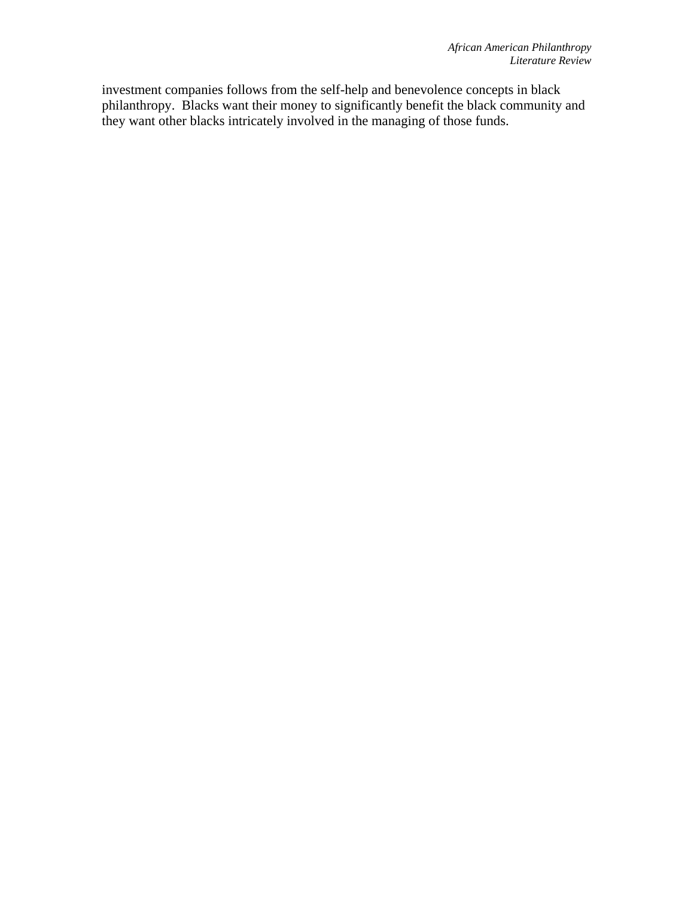investment companies follows from the self-help and benevolence concepts in black philanthropy.  Blacks want their money to significantly benefit the black community and they want other blacks intricately involved in the managing of those funds.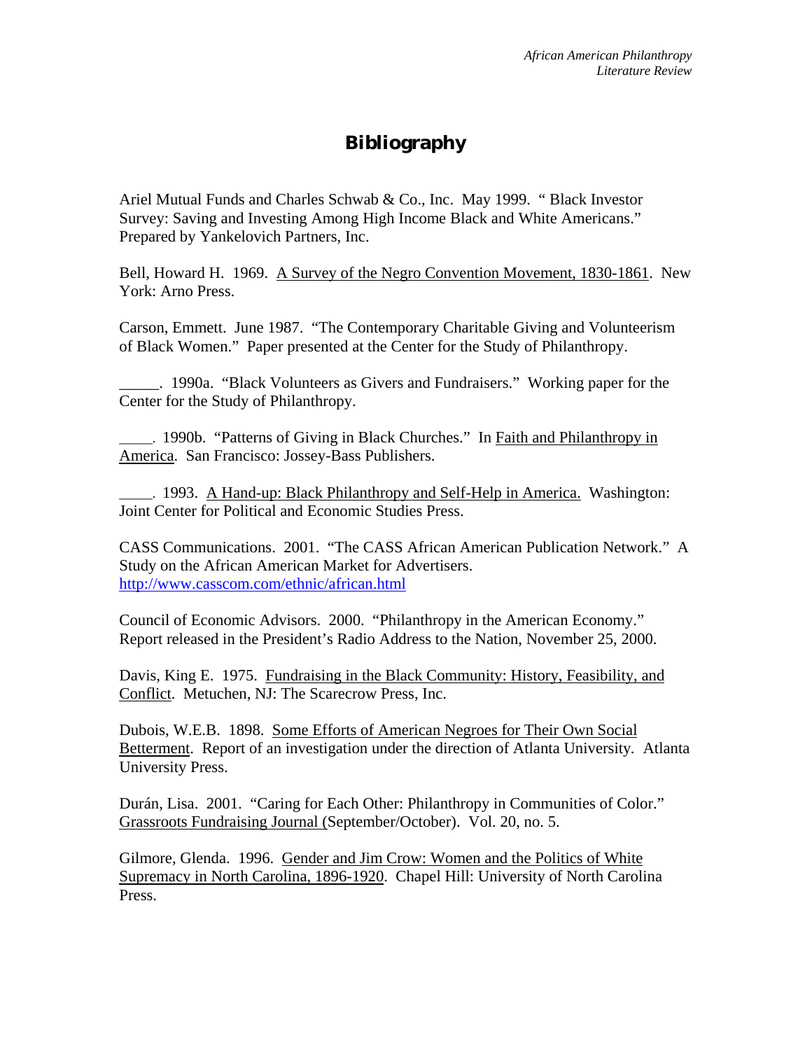# Bibliography

Ariel Mutual Funds and Charles Schwab & Co., Inc. May 1999. " Black Investor Survey: Saving and Investing Among High Income Black and White Americans." Prepared by Yankelovich Partners, Inc.

Bell, Howard H. 1969. A Survey of the Negro Convention Movement, 1830-1861. New York: Arno Press.

Carson, Emmett. June 1987. "The Contemporary Charitable Giving and Volunteerism of Black Women." Paper presented at the Center for the Study of Philanthropy.

_____. 1990a. "Black Volunteers as Givers and Fundraisers." Working paper for the Center for the Study of Philanthropy.

____. 1990b. "Patterns of Giving in Black Churches." In Faith and Philanthropy in America. San Francisco: Jossey-Bass Publishers.

____. 1993. A Hand-up: Black Philanthropy and Self-Help in America. Washington: Joint Center for Political and Economic Studies Press.

CASS Communications. 2001. "The CASS African American Publication Network." A Study on the African American Market for Advertisers. http://www.casscom.com/ethnic/african.html

Council of Economic Advisors. 2000. "Philanthropy in the American Economy." Report released in the President's Radio Address to the Nation, November 25, 2000.

Davis, King E. 1975. Fundraising in the Black Community: History, Feasibility, and Conflict. Metuchen, NJ: The Scarecrow Press, Inc.

Dubois, W.E.B. 1898. Some Efforts of American Negroes for Their Own Social Betterment. Report of an investigation under the direction of Atlanta University. Atlanta University Press.

Durán, Lisa. 2001. "Caring for Each Other: Philanthropy in Communities of Color." Grassroots Fundraising Journal (September/October). Vol. 20, no. 5.

Gilmore, Glenda. 1996. Gender and Jim Crow: Women and the Politics of White Supremacy in North Carolina, 1896-1920. Chapel Hill: University of North Carolina Press.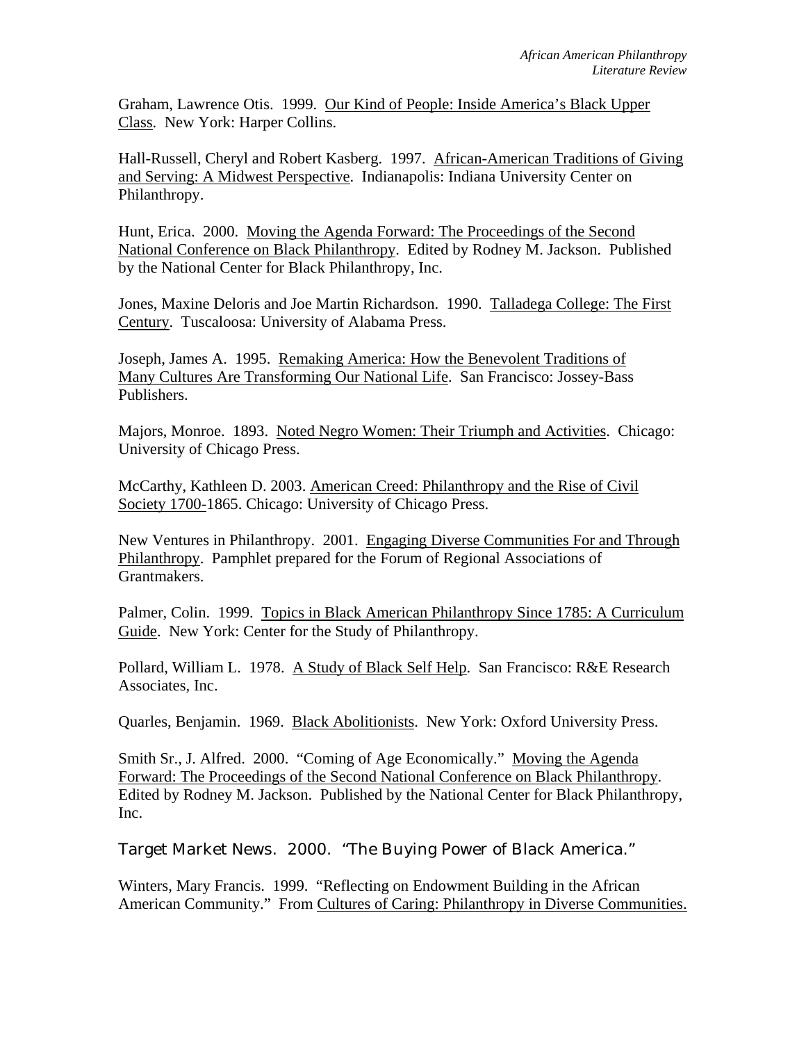Graham, Lawrence Otis. 1999. Our Kind of People: Inside America's Black Upper Class. New York: Harper Collins.

Hall-Russell, Cheryl and Robert Kasberg. 1997. African-American Traditions of Giving and Serving: A Midwest Perspective. Indianapolis: Indiana University Center on Philanthropy.

Hunt, Erica. 2000. Moving the Agenda Forward: The Proceedings of the Second National Conference on Black Philanthropy. Edited by Rodney M. Jackson. Published by the National Center for Black Philanthropy, Inc.

Jones, Maxine Deloris and Joe Martin Richardson. 1990. Talladega College: The First Century. Tuscaloosa: University of Alabama Press.

Joseph, James A. 1995. Remaking America: How the Benevolent Traditions of Many Cultures Are Transforming Our National Life. San Francisco: Jossey-Bass Publishers.

Majors, Monroe. 1893. Noted Negro Women: Their Triumph and Activities. Chicago: University of Chicago Press.

McCarthy, Kathleen D. 2003. American Creed: Philanthropy and the Rise of Civil Society 1700-1865. Chicago: University of Chicago Press.

New Ventures in Philanthropy. 2001. Engaging Diverse Communities For and Through Philanthropy. Pamphlet prepared for the Forum of Regional Associations of Grantmakers.

Palmer, Colin. 1999. Topics in Black American Philanthropy Since 1785: A Curriculum Guide. New York: Center for the Study of Philanthropy.

Pollard, William L. 1978. A Study of Black Self Help. San Francisco: R&E Research Associates, Inc.

Quarles, Benjamin. 1969. Black Abolitionists. New York: Oxford University Press.

Smith Sr., J. Alfred. 2000. "Coming of Age Economically." Moving the Agenda Forward: The Proceedings of the Second National Conference on Black Philanthropy. Edited by Rodney M. Jackson. Published by the National Center for Black Philanthropy, Inc.

Target Market News. 2000. "The Buying Power of Black America."

Winters, Mary Francis. 1999. "Reflecting on Endowment Building in the African American Community." From Cultures of Caring: Philanthropy in Diverse Communities.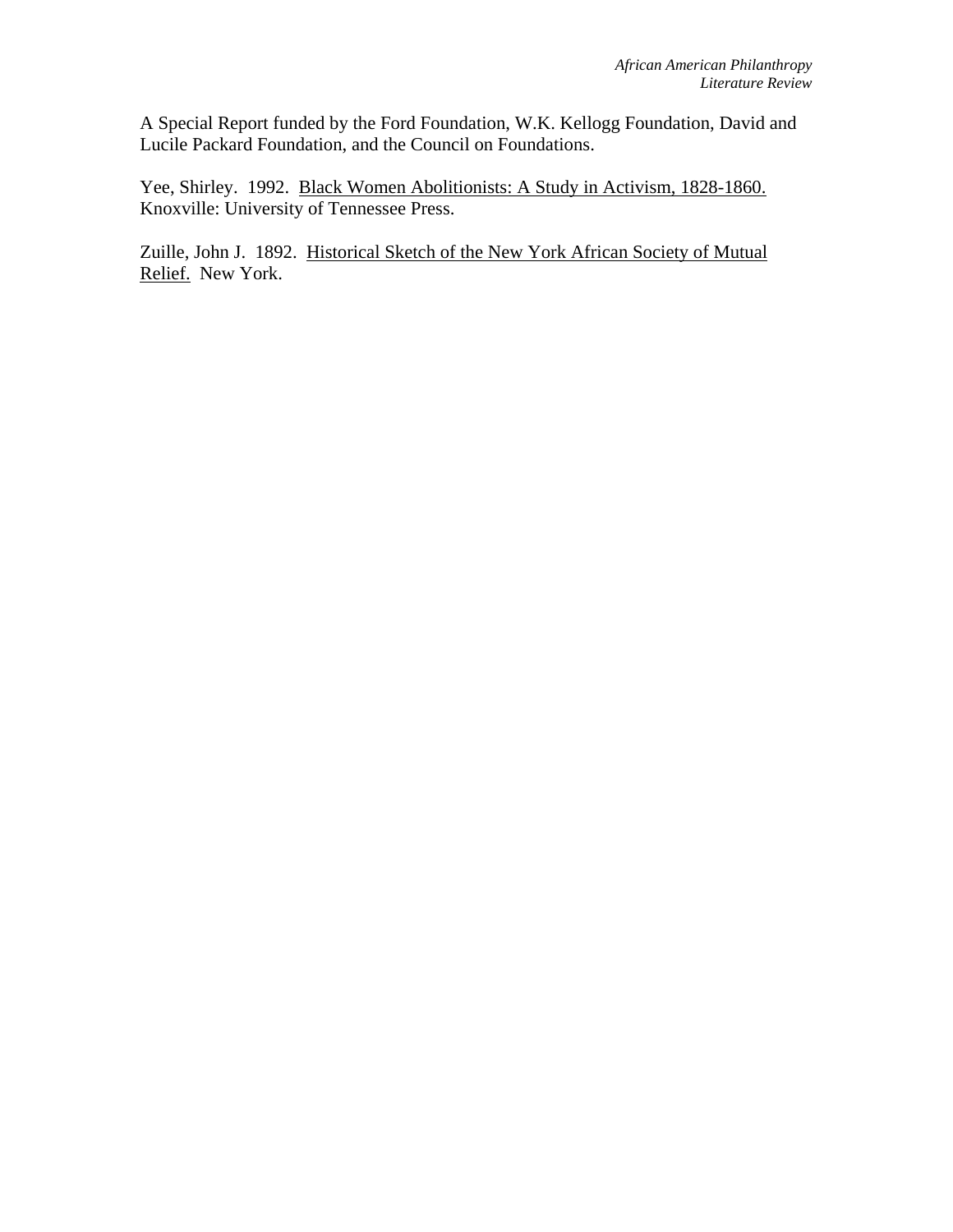A Special Report funded by the Ford Foundation, W.K. Kellogg Foundation, David and Lucile Packard Foundation, and the Council on Foundations.

Yee, Shirley. 1992. Black Women Abolitionists: A Study in Activism, 1828-1860. Knoxville: University of Tennessee Press.

Zuille, John J. 1892. Historical Sketch of the New York African Society of Mutual Relief. New York.